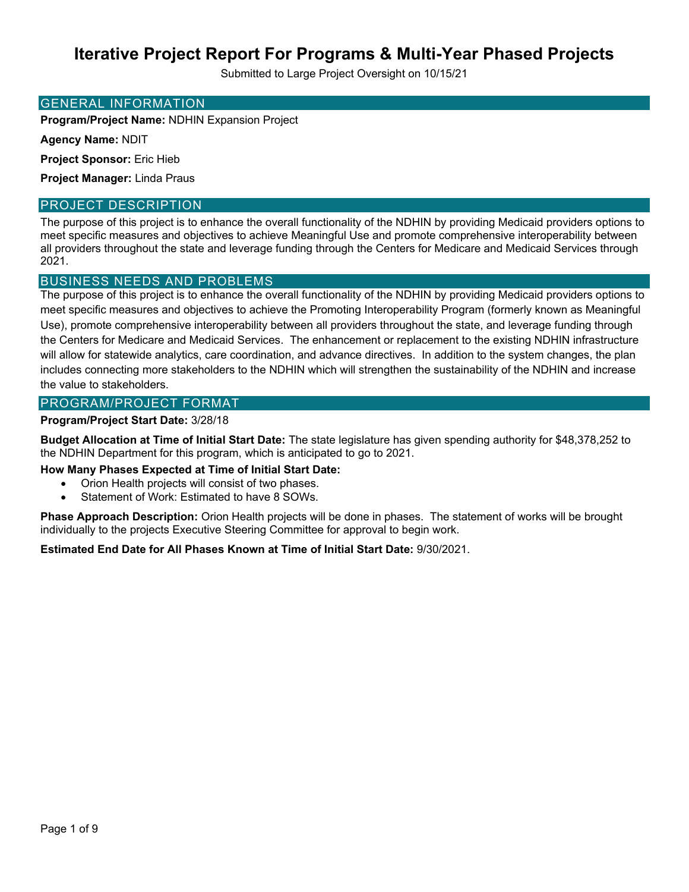# Iterative Project Report For Programs & Multi-Year Phased Projects

Submitted to Large Project Oversight on 10/15/21

## GENERAL INFORMATION

**Program/Project Name:** NDHIN Expansion Project

**Agency Name:** NDIT

**Project Sponsor:** Eric Hieb

**Project Manager:** Linda Praus

## PROJECT DESCRIPTION

The purpose of this project is to enhance the overall functionality of the NDHIN by providing Medicaid providers options to meet specific measures and objectives to achieve Meaningful Use and promote comprehensive interoperability between all providers throughout the state and leverage funding through the Centers for Medicare and Medicaid Services through 2021.

## BUSINESS NEEDS AND PROBLEMS

The purpose of this project is to enhance the overall functionality of the NDHIN by providing Medicaid providers options to meet specific measures and objectives to achieve the Promoting Interoperability Program (formerly known as Meaningful Use), promote comprehensive interoperability between all providers throughout the state, and leverage funding through the Centers for Medicare and Medicaid Services. The enhancement or replacement to the existing NDHIN infrastructure will allow for statewide analytics, care coordination, and advance directives. In addition to the system changes, the plan includes connecting more stakeholders to the NDHIN which will strengthen the sustainability of the NDHIN and increase the value to stakeholders.

## PROGRAM/PROJECT FORMAT

**Program/Project Start Date:** 3/28/18

**Budget Allocation at Time of Initial Start Date:** The state legislature has given spending authority for $48,378,252 to the NDHIN Department for this program, which is anticipated to go to 2021.

**How Many Phases Expected at Time of Initial Start Date:**

- Orion Health projects will consist of two phases.
- Statement of Work: Estimated to have 8 SOWs.

**Phase Approach Description:** Orion Health projects will be done in phases. The statement of works will be brought individually to the projects Executive Steering Committee for approval to begin work.

**Estimated End Date for All Phases Known at Time of Initial Start Date:** 9/30/2021.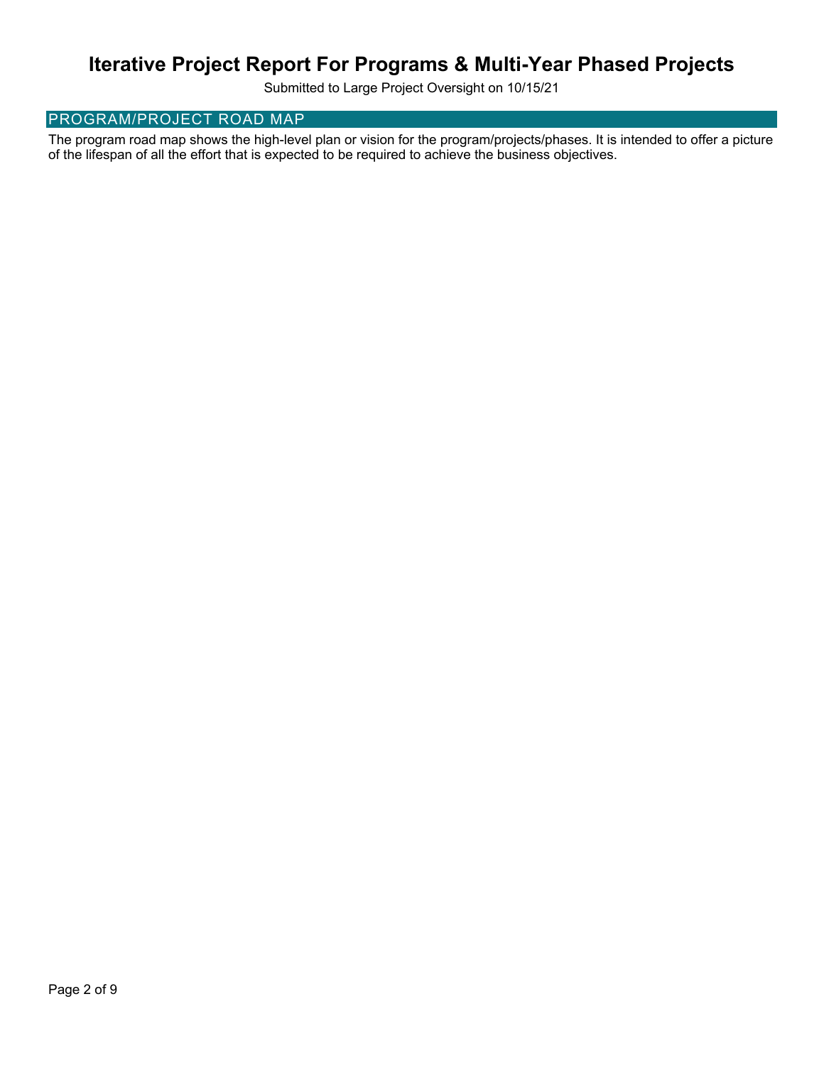# Iterative Project Report For Programs & Multi-Year Phased Projects

Submitted to Large Project Oversight on 10/15/21

## PROGRAM/PROJECT ROAD MAP

The program road map shows the high-level plan or vision for the program/projects/phases. It is intended to offer a picture of the lifespan of all the effort that is expected to be required to achieve the business objectives.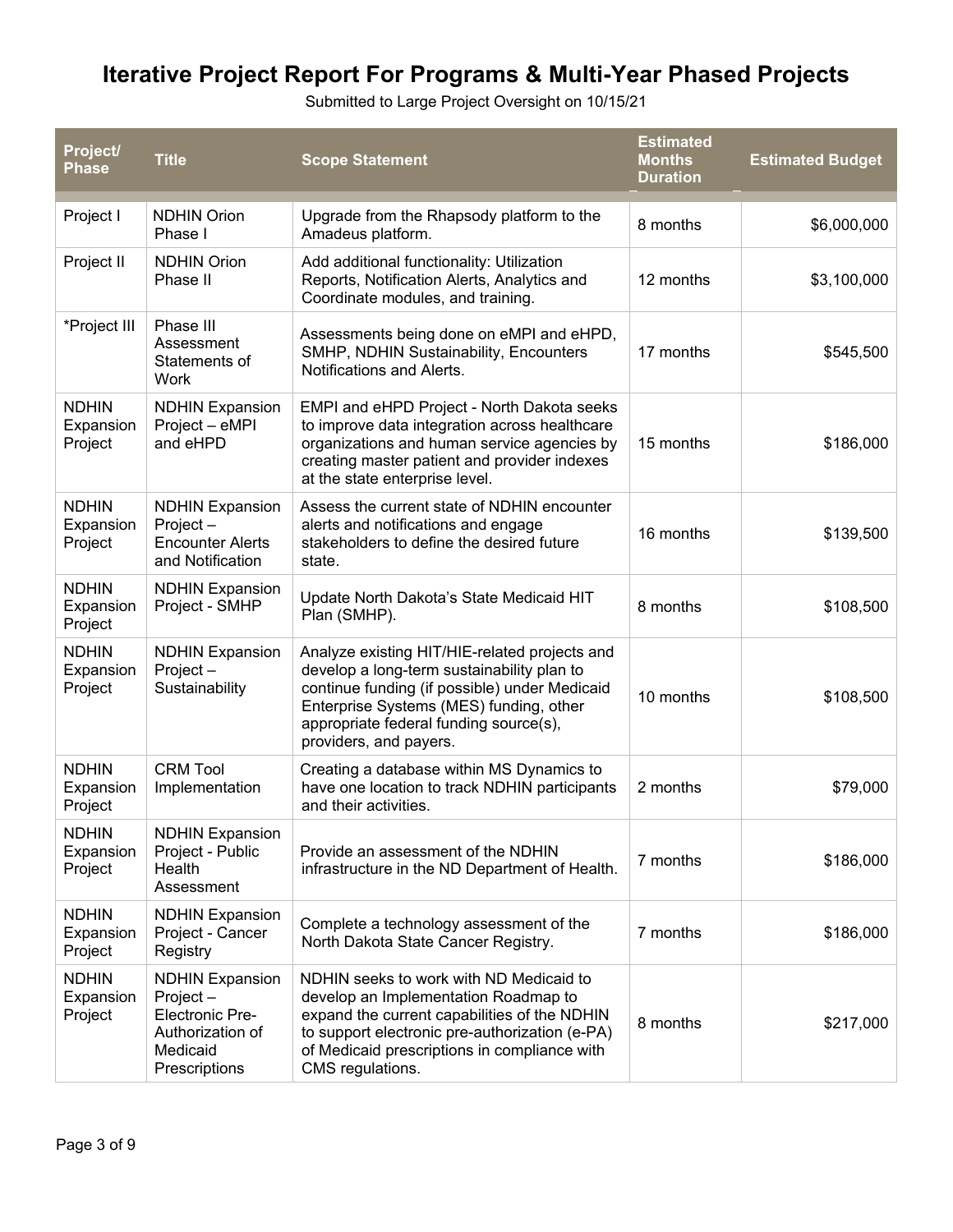# Iterative Project Report For Programs & Multi-Year Phased Projects

Submitted to Large Project Oversight on 10/15/21

| Project/ Phase | Title | Scope Statement | Estimated Months Duration | Estimated Budget |
|---|---|---|---|---|
| Project I | NDHIN Orion Phase I | Upgrade from the Rhapsody platform to the Amadeus platform. | 8 months | $6,000,000 |
| Project II | NDHIN Orion Phase II | Add additional functionality: Utilization Reports, Notification Alerts, Analytics and Coordinate modules, and training. | 12 months | $3,100,000 |
| *Project III | Phase III Assessment Statements of Work | Assessments being done on eMPI and eHPD, SMHP, NDHIN Sustainability, Encounters Notifications and Alerts. | 17 months | $545,500 |
| NDHIN Expansion Project | NDHIN Expansion Project – eMPI and eHPD | EMPI and eHPD Project - North Dakota seeks to improve data integration across healthcare organizations and human service agencies by creating master patient and provider indexes at the state enterprise level. | 15 months | $186,000 |
| NDHIN Expansion Project | NDHIN Expansion Project – Encounter Alerts and Notification | Assess the current state of NDHIN encounter alerts and notifications and engage stakeholders to define the desired future state. | 16 months | $139,500 |
| NDHIN Expansion Project | NDHIN Expansion Project - SMHP | Update North Dakota's State Medicaid HIT Plan (SMHP). | 8 months | $108,500 |
| NDHIN Expansion Project | NDHIN Expansion Project – Sustainability | Analyze existing HIT/HIE-related projects and develop a long-term sustainability plan to continue funding (if possible) under Medicaid Enterprise Systems (MES) funding, other appropriate federal funding source(s), providers, and payers. | 10 months | $108,500 |
| NDHIN Expansion Project | CRM Tool Implementation | Creating a database within MS Dynamics to have one location to track NDHIN participants and their activities. | 2 months | $79,000 |
| NDHIN Expansion Project | NDHIN Expansion Project - Public Health Assessment | Provide an assessment of the NDHIN infrastructure in the ND Department of Health. | 7 months | $186,000 |
| NDHIN Expansion Project | NDHIN Expansion Project - Cancer Registry | Complete a technology assessment of the North Dakota State Cancer Registry. | 7 months | $186,000 |
| NDHIN Expansion Project | NDHIN Expansion Project – Electronic Pre-Authorization of Medicaid Prescriptions | NDHIN seeks to work with ND Medicaid to develop an Implementation Roadmap to expand the current capabilities of the NDHIN to support electronic pre-authorization (e-PA) of Medicaid prescriptions in compliance with CMS regulations. | 8 months | $217,000 |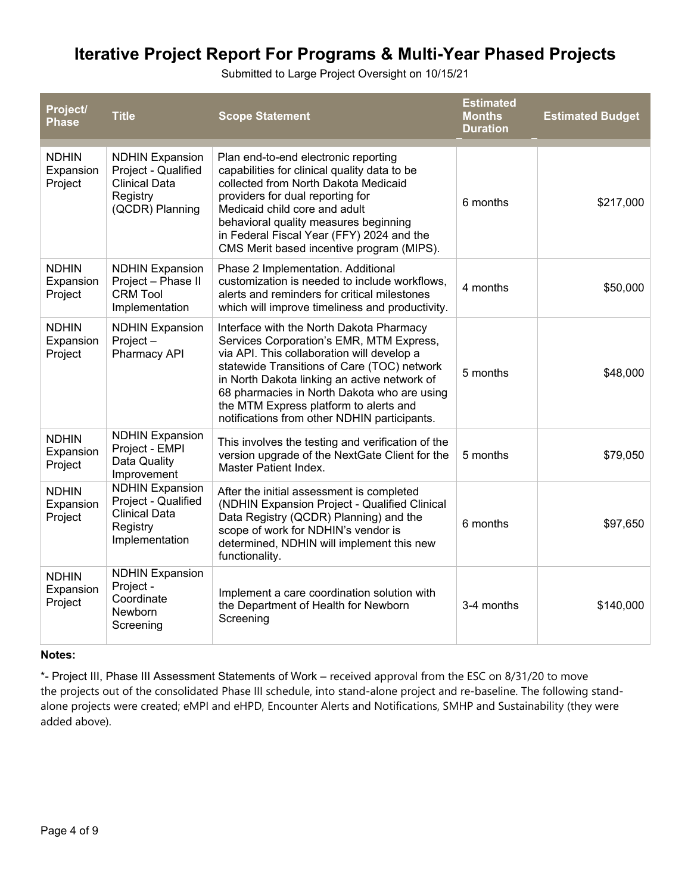# Iterative Project Report For Programs & Multi-Year Phased Projects

Submitted to Large Project Oversight on 10/15/21

| Project/ Phase | Title | Scope Statement | Estimated Months Duration | Estimated Budget |
|---|---|---|---|---|
| NDHIN Expansion Project | NDHIN Expansion Project - Qualified Clinical Data Registry (QCDR) Planning | Plan end-to-end electronic reporting capabilities for clinical quality data to be collected from North Dakota Medicaid providers for dual reporting for Medicaid child core and adult behavioral quality measures beginning in Federal Fiscal Year (FFY) 2024 and the CMS Merit based incentive program (MIPS). | 6 months | $217,000 |
| NDHIN Expansion Project | NDHIN Expansion Project – Phase II CRM Tool Implementation | Phase 2 Implementation. Additional customization is needed to include workflows, alerts and reminders for critical milestones which will improve timeliness and productivity. | 4 months | $50,000 |
| NDHIN Expansion Project | NDHIN Expansion Project – Pharmacy API | Interface with the North Dakota Pharmacy Services Corporation's EMR, MTM Express, via API. This collaboration will develop a statewide Transitions of Care (TOC) network in North Dakota linking an active network of 68 pharmacies in North Dakota who are using the MTM Express platform to alerts and notifications from other NDHIN participants. | 5 months | $48,000 |
| NDHIN Expansion Project | NDHIN Expansion Project - EMPI Data Quality Improvement | This involves the testing and verification of the version upgrade of the NextGate Client for the Master Patient Index. | 5 months | $79,050 |
| NDHIN Expansion Project | NDHIN Expansion Project - Qualified Clinical Data Registry Implementation | After the initial assessment is completed (NDHIN Expansion Project - Qualified Clinical Data Registry (QCDR) Planning) and the scope of work for NDHIN's vendor is determined, NDHIN will implement this new functionality. | 6 months | $97,650 |
| NDHIN Expansion Project | NDHIN Expansion Project - Coordinate Newborn Screening | Implement a care coordination solution with the Department of Health for Newborn Screening | 3-4 months | $140,000 |

**Notes:**

*- Project III, Phase III Assessment Statements of Work – received approval from the ESC on 8/31/20 to move the projects out of the consolidated Phase III schedule, into stand-alone project and re-baseline. The following stand-alone projects were created; eMPI and eHPD, Encounter Alerts and Notifications, SMHP and Sustainability (they were added above).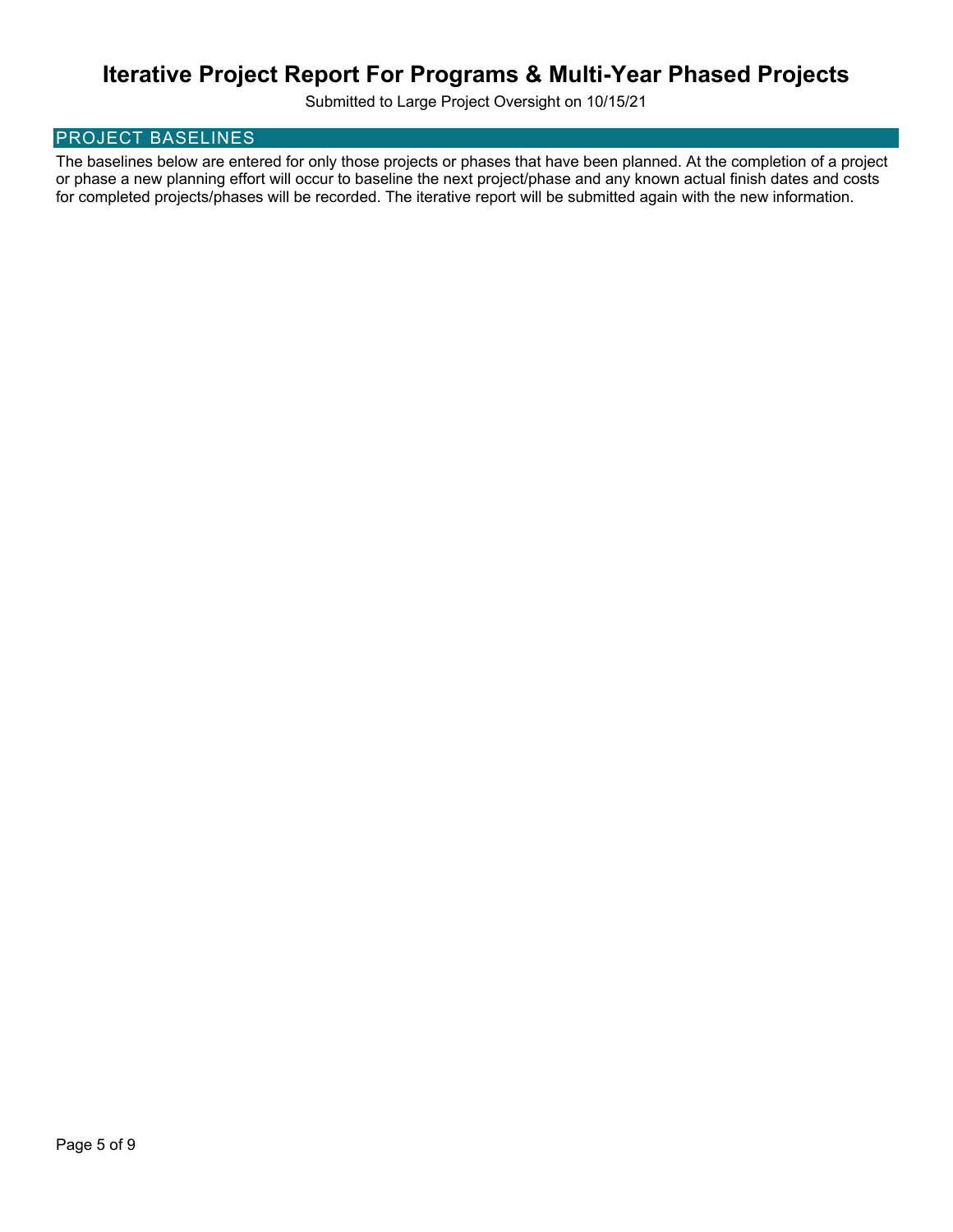# Iterative Project Report For Programs & Multi-Year Phased Projects

Submitted to Large Project Oversight on 10/15/21

## PROJECT BASELINES

The baselines below are entered for only those projects or phases that have been planned. At the completion of a project or phase a new planning effort will occur to baseline the next project/phase and any known actual finish dates and costs for completed projects/phases will be recorded. The iterative report will be submitted again with the new information.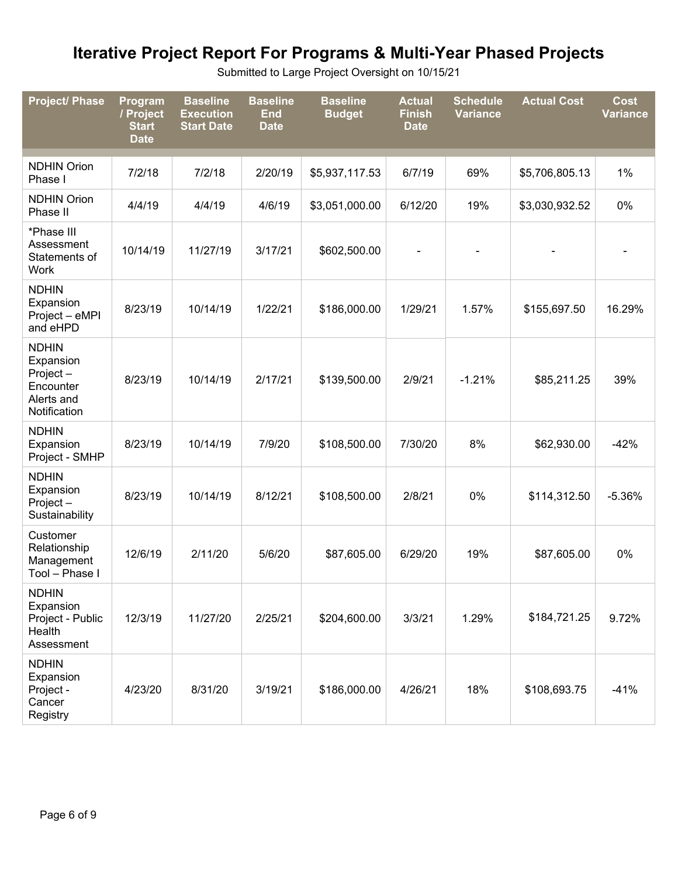# Iterative Project Report For Programs & Multi-Year Phased Projects

Submitted to Large Project Oversight on 10/15/21

| Project/ Phase | Program / Project Start Date | Baseline Execution Start Date | Baseline End Date | Baseline Budget | Actual Finish Date | Schedule Variance | Actual Cost | Cost Variance |
|---|---|---|---|---|---|---|---|---|
| NDHIN Orion Phase I | 7/2/18 | 7/2/18 | 2/20/19 | $5,937,117.53 | 6/7/19 | 69% | $5,706,805.13 | 1% |
| NDHIN Orion Phase II | 4/4/19 | 4/4/19 | 4/6/19 | $3,051,000.00 | 6/12/20 | 19% | $3,030,932.52 | 0% |
| *Phase III Assessment Statements of Work | 10/14/19 | 11/27/19 | 3/17/21 | $602,500.00 | - | - | - | - |
| NDHIN Expansion Project – eMPI and eHPD | 8/23/19 | 10/14/19 | 1/22/21 | $186,000.00 | 1/29/21 | 1.57% | $155,697.50 | 16.29% |
| NDHIN Expansion Project – Encounter Alerts and Notification | 8/23/19 | 10/14/19 | 2/17/21 | $139,500.00 | 2/9/21 | -1.21% | $85,211.25 | 39% |
| NDHIN Expansion Project - SMHP | 8/23/19 | 10/14/19 | 7/9/20 | $108,500.00 | 7/30/20 | 8% | $62,930.00 | -42% |
| NDHIN Expansion Project – Sustainability | 8/23/19 | 10/14/19 | 8/12/21 | $108,500.00 | 2/8/21 | 0% | $114,312.50 | -5.36% |
| Customer Relationship Management Tool – Phase I | 12/6/19 | 2/11/20 | 5/6/20 | $87,605.00 | 6/29/20 | 19% | $87,605.00 | 0% |
| NDHIN Expansion Project - Public Health Assessment | 12/3/19 | 11/27/20 | 2/25/21 | $204,600.00 | 3/3/21 | 1.29% | $184,721.25 | 9.72% |
| NDHIN Expansion Project - Cancer Registry | 4/23/20 | 8/31/20 | 3/19/21 | $186,000.00 | 4/26/21 | 18% | $108,693.75 | -41% |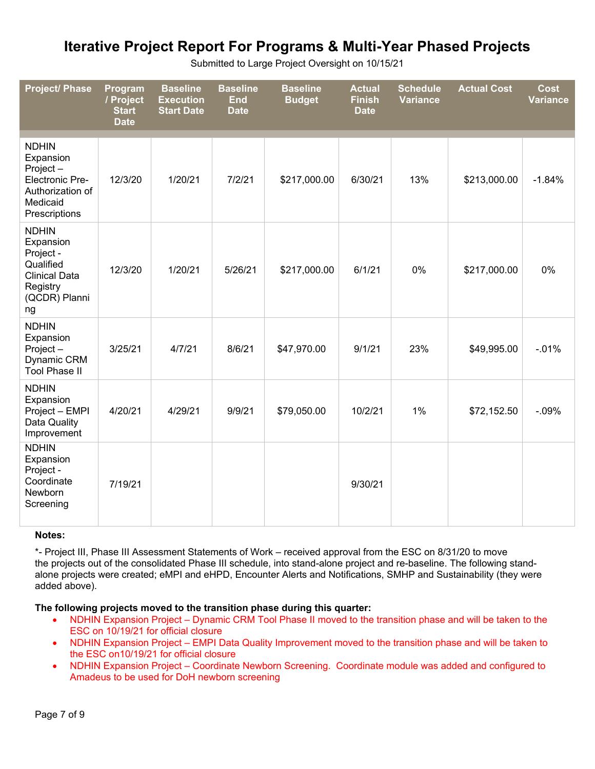# Iterative Project Report For Programs & Multi-Year Phased Projects

Submitted to Large Project Oversight on 10/15/21

| Project/ Phase | Program / Project Start Date | Baseline Execution Start Date | Baseline End Date | Baseline Budget | Actual Finish Date | Schedule Variance | Actual Cost | Cost Variance |
|---|---|---|---|---|---|---|---|---|
| NDHIN Expansion Project – Electronic Pre-Authorization of Medicaid Prescriptions | 12/3/20 | 1/20/21 | 7/2/21 | $217,000.00 | 6/30/21 | 13% | $213,000.00 | -1.84% |
| NDHIN Expansion Project - Qualified Clinical Data Registry (QCDR) Planning | 12/3/20 | 1/20/21 | 5/26/21 | $217,000.00 | 6/1/21 | 0% | $217,000.00 | 0% |
| NDHIN Expansion Project – Dynamic CRM Tool Phase II | 3/25/21 | 4/7/21 | 8/6/21 | $47,970.00 | 9/1/21 | 23% | $49,995.00 | -.01% |
| NDHIN Expansion Project – EMPI Data Quality Improvement | 4/20/21 | 4/29/21 | 9/9/21 | $79,050.00 | 10/2/21 | 1% | $72,152.50 | -.09% |
| NDHIN Expansion Project - Coordinate Newborn Screening | 7/19/21 | | | | 9/30/21 | | | |

**Notes:**

*- Project III, Phase III Assessment Statements of Work – received approval from the ESC on 8/31/20 to move the projects out of the consolidated Phase III schedule, into stand-alone project and re-baseline. The following stand-alone projects were created; eMPI and eHPD, Encounter Alerts and Notifications, SMHP and Sustainability (they were added above).

**The following projects moved to the transition phase during this quarter:**

- NDHIN Expansion Project – Dynamic CRM Tool Phase II moved to the transition phase and will be taken to the ESC on 10/19/21 for official closure
- NDHIN Expansion Project – EMPI Data Quality Improvement moved to the transition phase and will be taken to the ESC on10/19/21 for official closure
- NDHIN Expansion Project – Coordinate Newborn Screening. Coordinate module was added and configured to Amadeus to be used for DoH newborn screening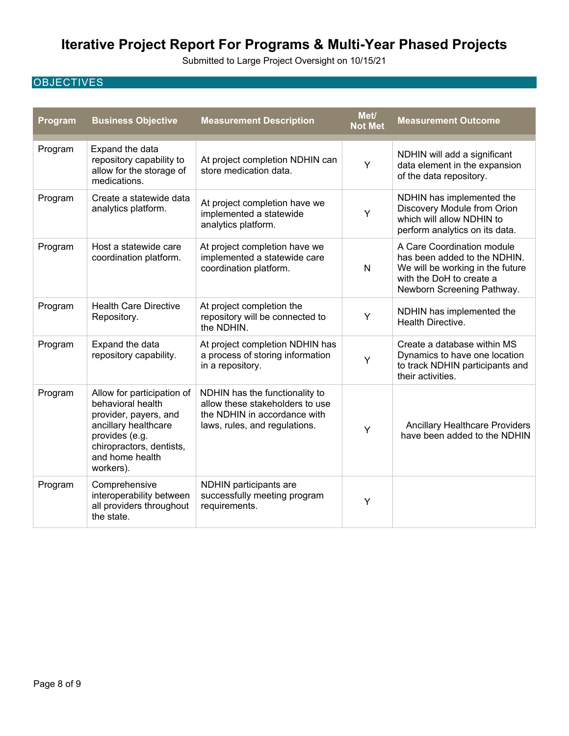# Iterative Project Report For Programs & Multi-Year Phased Projects

Submitted to Large Project Oversight on 10/15/21

## OBJECTIVES

| Program | Business Objective | Measurement Description | Met/ Not Met | Measurement Outcome |
|---|---|---|---|---|
| Program | Expand the data repository capability to allow for the storage of medications. | At project completion NDHIN can store medication data. | Y | NDHIN will add a significant data element in the expansion of the data repository. |
| Program | Create a statewide data analytics platform. | At project completion have we implemented a statewide analytics platform. | Y | NDHIN has implemented the Discovery Module from Orion which will allow NDHIN to perform analytics on its data. |
| Program | Host a statewide care coordination platform. | At project completion have we implemented a statewide care coordination platform. | N | A Care Coordination module has been added to the NDHIN. We will be working in the future with the DoH to create a Newborn Screening Pathway. |
| Program | Health Care Directive Repository. | At project completion the repository will be connected to the NDHIN. | Y | NDHIN has implemented the Health Directive. |
| Program | Expand the data repository capability. | At project completion NDHIN has a process of storing information in a repository. | Y | Create a database within MS Dynamics to have one location to track NDHIN participants and their activities. |
| Program | Allow for participation of behavioral health provider, payers, and ancillary healthcare provides (e.g. chiropractors, dentists, and home health workers). | NDHIN has the functionality to allow these stakeholders to use the NDHIN in accordance with laws, rules, and regulations. | Y | Ancillary Healthcare Providers have been added to the NDHIN |
| Program | Comprehensive interoperability between all providers throughout the state. | NDHIN participants are successfully meeting program requirements. | Y | |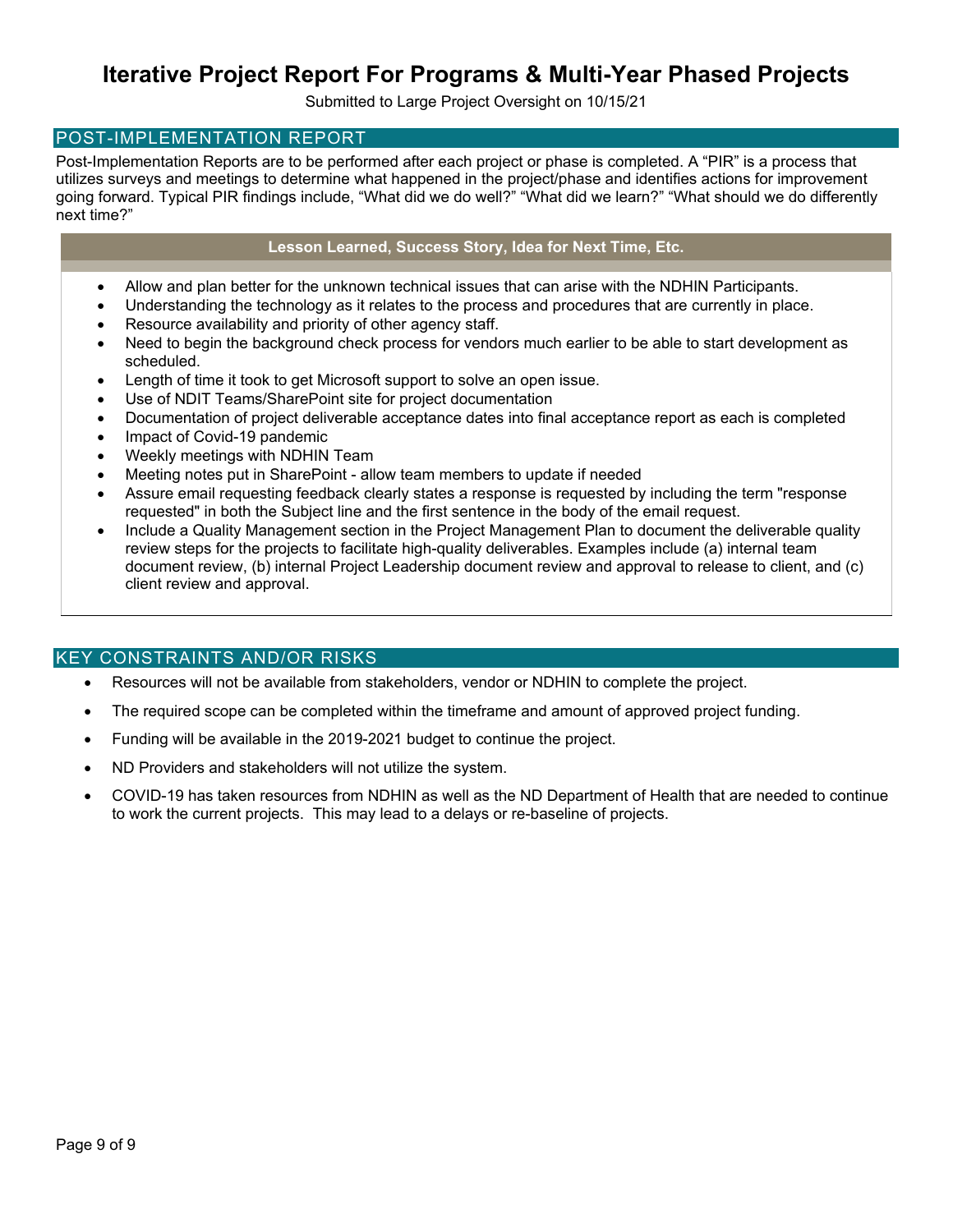# Iterative Project Report For Programs & Multi-Year Phased Projects

Submitted to Large Project Oversight on 10/15/21

## POST-IMPLEMENTATION REPORT

Post-Implementation Reports are to be performed after each project or phase is completed. A "PIR" is a process that utilizes surveys and meetings to determine what happened in the project/phase and identifies actions for improvement going forward. Typical PIR findings include, "What did we do well?" "What did we learn?" "What should we do differently next time?"

### Lesson Learned, Success Story, Idea for Next Time, Etc.

- Allow and plan better for the unknown technical issues that can arise with the NDHIN Participants.
- Understanding the technology as it relates to the process and procedures that are currently in place.
- Resource availability and priority of other agency staff.
- Need to begin the background check process for vendors much earlier to be able to start development as scheduled.
- Length of time it took to get Microsoft support to solve an open issue.
- Use of NDIT Teams/SharePoint site for project documentation
- Documentation of project deliverable acceptance dates into final acceptance report as each is completed
- Impact of Covid-19 pandemic
- Weekly meetings with NDHIN Team
- Meeting notes put in SharePoint - allow team members to update if needed
- Assure email requesting feedback clearly states a response is requested by including the term "response requested" in both the Subject line and the first sentence in the body of the email request.
- Include a Quality Management section in the Project Management Plan to document the deliverable quality review steps for the projects to facilitate high-quality deliverables. Examples include (a) internal team document review, (b) internal Project Leadership document review and approval to release to client, and (c) client review and approval.

## KEY CONSTRAINTS AND/OR RISKS

- Resources will not be available from stakeholders, vendor or NDHIN to complete the project.
- The required scope can be completed within the timeframe and amount of approved project funding.
- Funding will be available in the 2019-2021 budget to continue the project.
- ND Providers and stakeholders will not utilize the system.
- COVID-19 has taken resources from NDHIN as well as the ND Department of Health that are needed to continue to work the current projects. This may lead to a delays or re-baseline of projects.